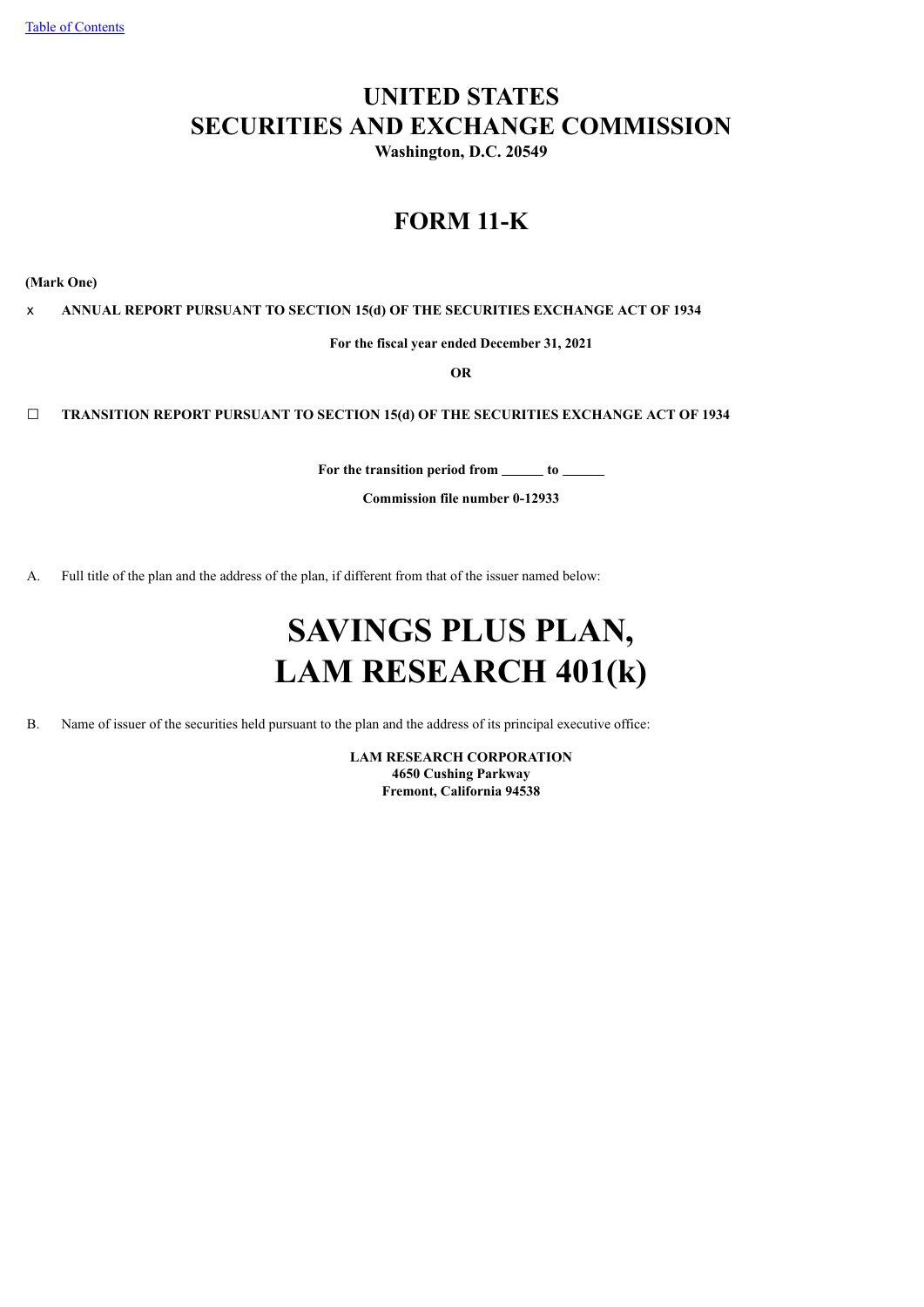Table of Contents

# UNITED STATES
# SECURITIES AND EXCHANGE COMMISSION

**Washington, D.C. 20549**

## FORM 11-K

**(Mark One)**

x **ANNUAL REPORT PURSUANT TO SECTION 15(d) OF THE SECURITIES EXCHANGE ACT OF 1934**

**For the fiscal year ended December 31, 2021**

**OR**

☐ **TRANSITION REPORT PURSUANT TO SECTION 15(d) OF THE SECURITIES EXCHANGE ACT OF 1934**

**For the transition period from ______ to ______**

**Commission file number 0-12933**

A. Full title of the plan and the address of the plan, if different from that of the issuer named below:

# SAVINGS PLUS PLAN,
# LAM RESEARCH 401(k)

B. Name of issuer of the securities held pursuant to the plan and the address of its principal executive office:

**LAM RESEARCH CORPORATION**
**4650 Cushing Parkway**
**Fremont, California 94538**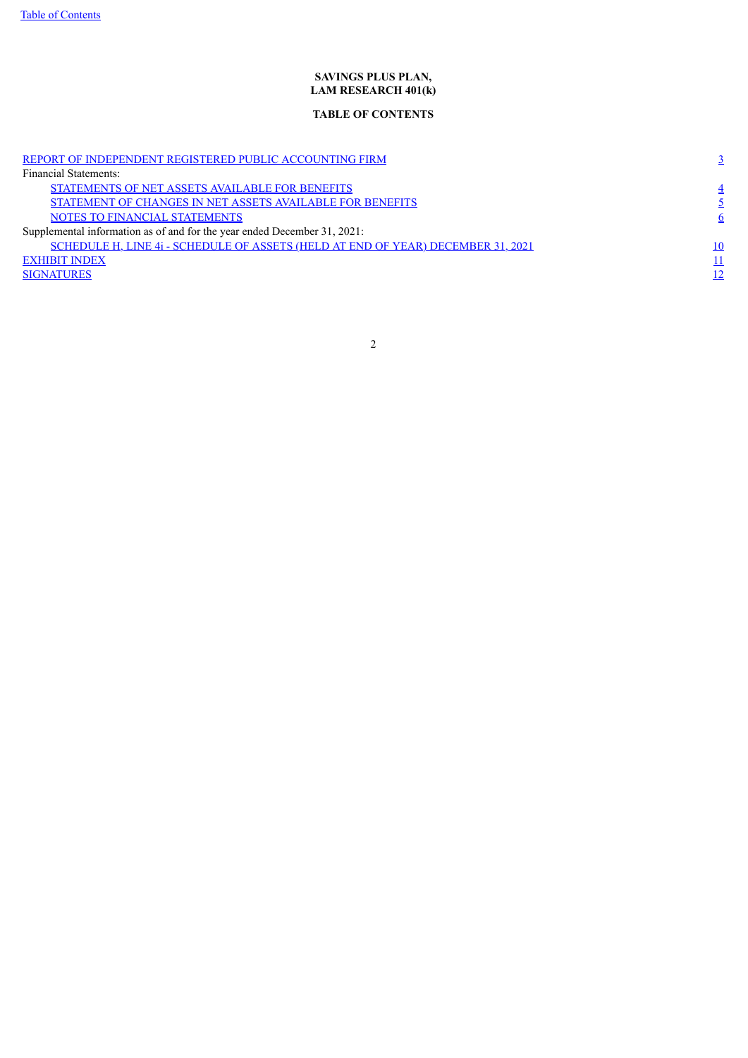**SAVINGS PLUS PLAN,**
**LAM RESEARCH 401(k)**

**TABLE OF CONTENTS**

| | |
|---|---|
| REPORT OF INDEPENDENT REGISTERED PUBLIC ACCOUNTING FIRM | 3 |
| Financial Statements: | |
| STATEMENTS OF NET ASSETS AVAILABLE FOR BENEFITS | 4 |
| STATEMENT OF CHANGES IN NET ASSETS AVAILABLE FOR BENEFITS | 5 |
| NOTES TO FINANCIAL STATEMENTS | 6 |
| Supplemental information as of and for the year ended December 31, 2021: | |
| SCHEDULE H, LINE 4i - SCHEDULE OF ASSETS (HELD AT END OF YEAR) DECEMBER 31, 2021 | 10 |
| EXHIBIT INDEX | 11 |
| SIGNATURES | 12 |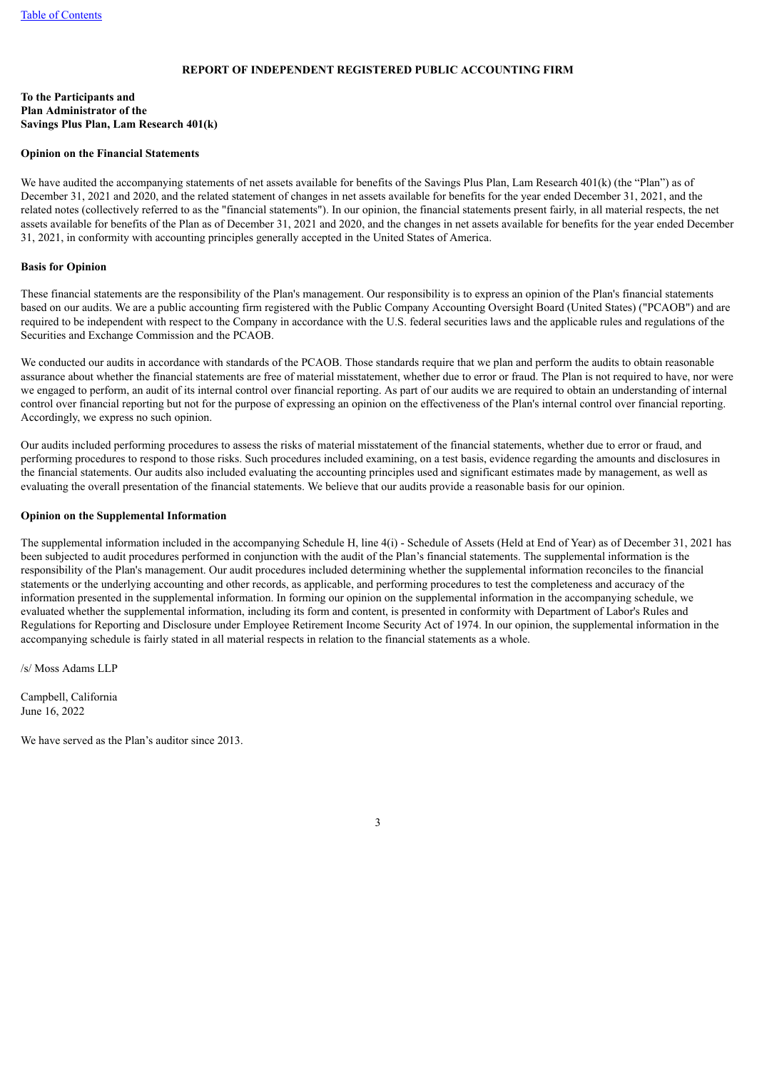## REPORT OF INDEPENDENT REGISTERED PUBLIC ACCOUNTING FIRM

**To the Participants and**
**Plan Administrator of the**
**Savings Plus Plan, Lam Research 401(k)**

### Opinion on the Financial Statements

We have audited the accompanying statements of net assets available for benefits of the Savings Plus Plan, Lam Research 401(k) (the "Plan") as of December 31, 2021 and 2020, and the related statement of changes in net assets available for benefits for the year ended December 31, 2021, and the related notes (collectively referred to as the "financial statements"). In our opinion, the financial statements present fairly, in all material respects, the net assets available for benefits of the Plan as of December 31, 2021 and 2020, and the changes in net assets available for benefits for the year ended December 31, 2021, in conformity with accounting principles generally accepted in the United States of America.

### Basis for Opinion

These financial statements are the responsibility of the Plan's management. Our responsibility is to express an opinion of the Plan's financial statements based on our audits. We are a public accounting firm registered with the Public Company Accounting Oversight Board (United States) ("PCAOB") and are required to be independent with respect to the Company in accordance with the U.S. federal securities laws and the applicable rules and regulations of the Securities and Exchange Commission and the PCAOB.

We conducted our audits in accordance with standards of the PCAOB. Those standards require that we plan and perform the audits to obtain reasonable assurance about whether the financial statements are free of material misstatement, whether due to error or fraud. The Plan is not required to have, nor were we engaged to perform, an audit of its internal control over financial reporting. As part of our audits we are required to obtain an understanding of internal control over financial reporting but not for the purpose of expressing an opinion on the effectiveness of the Plan's internal control over financial reporting. Accordingly, we express no such opinion.

Our audits included performing procedures to assess the risks of material misstatement of the financial statements, whether due to error or fraud, and performing procedures to respond to those risks. Such procedures included examining, on a test basis, evidence regarding the amounts and disclosures in the financial statements. Our audits also included evaluating the accounting principles used and significant estimates made by management, as well as evaluating the overall presentation of the financial statements. We believe that our audits provide a reasonable basis for our opinion.

### Opinion on the Supplemental Information

The supplemental information included in the accompanying Schedule H, line 4(i) - Schedule of Assets (Held at End of Year) as of December 31, 2021 has been subjected to audit procedures performed in conjunction with the audit of the Plan's financial statements. The supplemental information is the responsibility of the Plan's management. Our audit procedures included determining whether the supplemental information reconciles to the financial statements or the underlying accounting and other records, as applicable, and performing procedures to test the completeness and accuracy of the information presented in the supplemental information. In forming our opinion on the supplemental information in the accompanying schedule, we evaluated whether the supplemental information, including its form and content, is presented in conformity with Department of Labor's Rules and Regulations for Reporting and Disclosure under Employee Retirement Income Security Act of 1974. In our opinion, the supplemental information in the accompanying schedule is fairly stated in all material respects in relation to the financial statements as a whole.

/s/ Moss Adams LLP

Campbell, California
June 16, 2022

We have served as the Plan's auditor since 2013.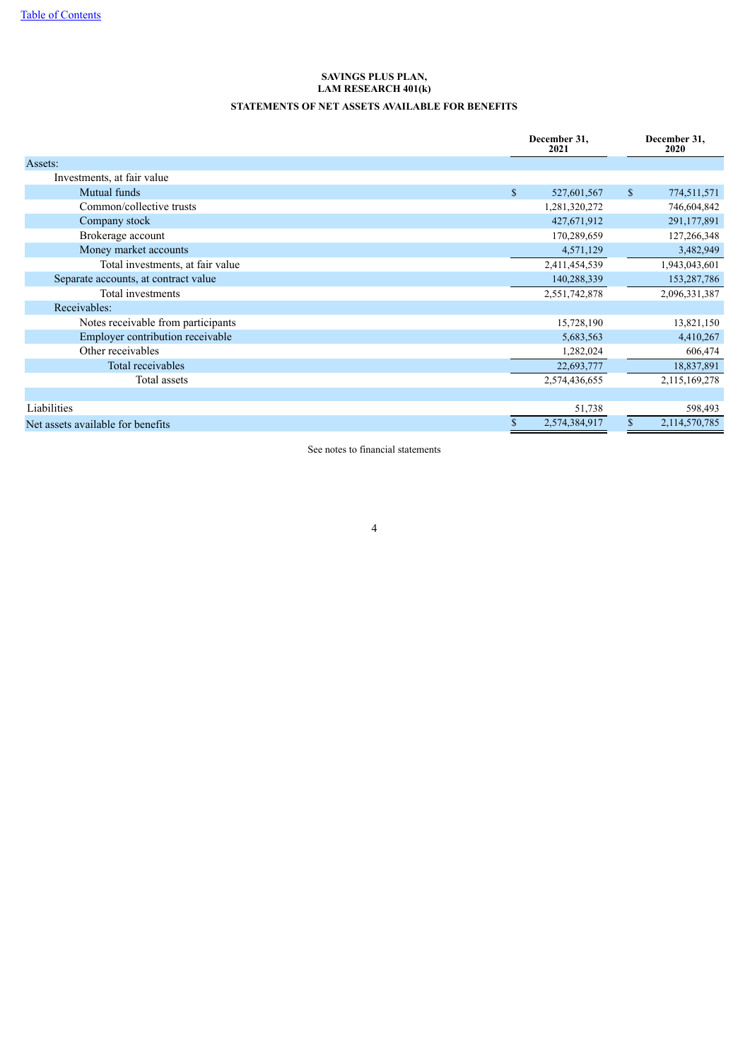Table of Contents

**SAVINGS PLUS PLAN,**
**LAM RESEARCH 401(k)**

**STATEMENTS OF NET ASSETS AVAILABLE FOR BENEFITS**

| | December 31, 2021 | December 31, 2020 |
|---|---|---|
| Assets: | | |
| Investments, at fair value | | |
| Mutual funds | $ 527,601,567 | $ 774,511,571 |
| Common/collective trusts | 1,281,320,272 | 746,604,842 |
| Company stock | 427,671,912 | 291,177,891 |
| Brokerage account | 170,289,659 | 127,266,348 |
| Money market accounts | 4,571,129 | 3,482,949 |
| Total investments, at fair value | 2,411,454,539 | 1,943,043,601 |
| Separate accounts, at contract value | 140,288,339 | 153,287,786 |
| Total investments | 2,551,742,878 | 2,096,331,387 |
| Receivables: | | |
| Notes receivable from participants | 15,728,190 | 13,821,150 |
| Employer contribution receivable | 5,683,563 | 4,410,267 |
| Other receivables | 1,282,024 | 606,474 |
| Total receivables | 22,693,777 | 18,837,891 |
| Total assets | 2,574,436,655 | 2,115,169,278 |
| | | |
| Liabilities | 51,738 | 598,493 |
| Net assets available for benefits | $ 2,574,384,917 | $ 2,114,570,785 |

See notes to financial statements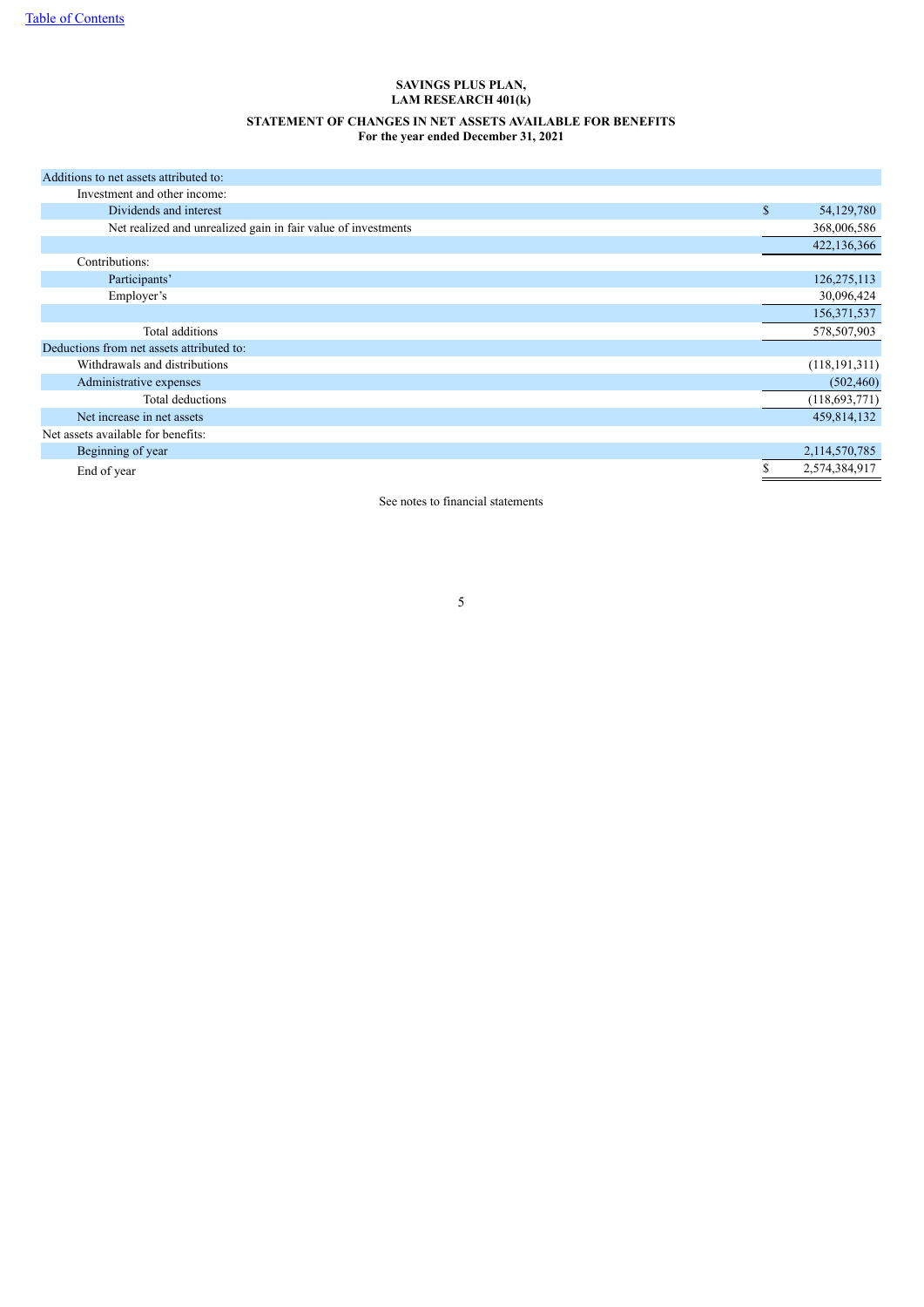[Table of Contents](#)

**SAVINGS PLUS PLAN,**
**LAM RESEARCH 401(k)**

**STATEMENT OF CHANGES IN NET ASSETS AVAILABLE FOR BENEFITS**
**For the year ended December 31, 2021**

| | |
|---|---|
| Additions to net assets attributed to: | |
| Investment and other income: | |
| Dividends and interest | $ 54,129,780 |
| Net realized and unrealized gain in fair value of investments | 368,006,586 |
| | 422,136,366 |
| Contributions: | |
| Participants' | 126,275,113 |
| Employer's | 30,096,424 |
| | 156,371,537 |
| Total additions | 578,507,903 |
| Deductions from net assets attributed to: | |
| Withdrawals and distributions | (118,191,311) |
| Administrative expenses | (502,460) |
| Total deductions | (118,693,771) |
| Net increase in net assets | 459,814,132 |
| Net assets available for benefits: | |
| Beginning of year | 2,114,570,785 |
| End of year | $ 2,574,384,917 |

See notes to financial statements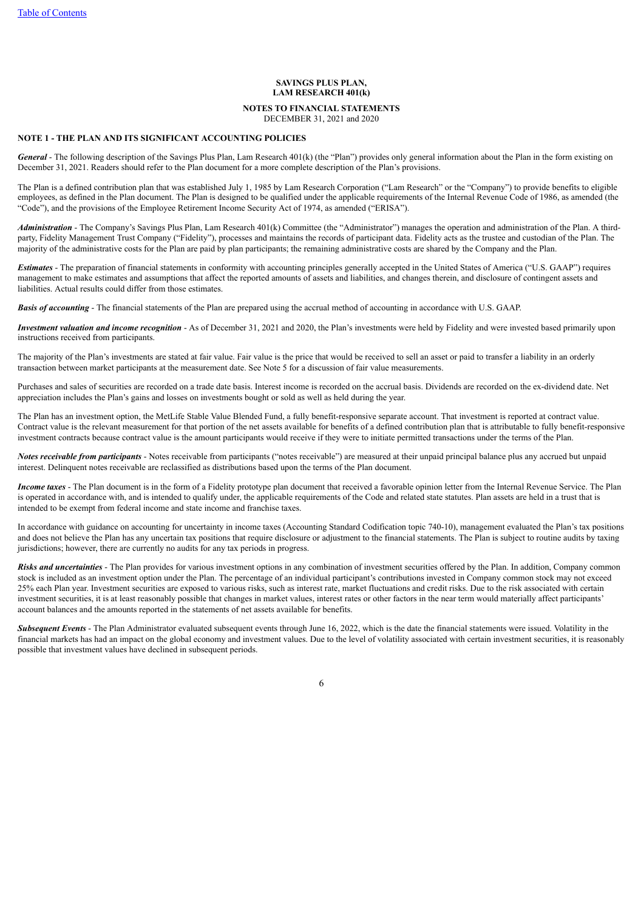**SAVINGS PLUS PLAN,**
**LAM RESEARCH 401(k)**

**NOTES TO FINANCIAL STATEMENTS**
DECEMBER 31, 2021 and 2020

## NOTE 1 - THE PLAN AND ITS SIGNIFICANT ACCOUNTING POLICIES

***General*** - The following description of the Savings Plus Plan, Lam Research 401(k) (the "Plan") provides only general information about the Plan in the form existing on December 31, 2021. Readers should refer to the Plan document for a more complete description of the Plan's provisions.

The Plan is a defined contribution plan that was established July 1, 1985 by Lam Research Corporation ("Lam Research" or the "Company") to provide benefits to eligible employees, as defined in the Plan document. The Plan is designed to be qualified under the applicable requirements of the Internal Revenue Code of 1986, as amended (the "Code"), and the provisions of the Employee Retirement Income Security Act of 1974, as amended ("ERISA").

***Administration*** - The Company's Savings Plus Plan, Lam Research 401(k) Committee (the "Administrator") manages the operation and administration of the Plan. A third-party, Fidelity Management Trust Company ("Fidelity"), processes and maintains the records of participant data. Fidelity acts as the trustee and custodian of the Plan. The majority of the administrative costs for the Plan are paid by plan participants; the remaining administrative costs are shared by the Company and the Plan.

***Estimates*** - The preparation of financial statements in conformity with accounting principles generally accepted in the United States of America ("U.S. GAAP") requires management to make estimates and assumptions that affect the reported amounts of assets and liabilities, and changes therein, and disclosure of contingent assets and liabilities. Actual results could differ from those estimates.

***Basis of accounting*** - The financial statements of the Plan are prepared using the accrual method of accounting in accordance with U.S. GAAP.

***Investment valuation and income recognition*** - As of December 31, 2021 and 2020, the Plan's investments were held by Fidelity and were invested based primarily upon instructions received from participants.

The majority of the Plan's investments are stated at fair value. Fair value is the price that would be received to sell an asset or paid to transfer a liability in an orderly transaction between market participants at the measurement date. See Note 5 for a discussion of fair value measurements.

Purchases and sales of securities are recorded on a trade date basis. Interest income is recorded on the accrual basis. Dividends are recorded on the ex-dividend date. Net appreciation includes the Plan's gains and losses on investments bought or sold as well as held during the year.

The Plan has an investment option, the MetLife Stable Value Blended Fund, a fully benefit-responsive separate account. That investment is reported at contract value. Contract value is the relevant measurement for that portion of the net assets available for benefits of a defined contribution plan that is attributable to fully benefit-responsive investment contracts because contract value is the amount participants would receive if they were to initiate permitted transactions under the terms of the Plan.

***Notes receivable from participants*** - Notes receivable from participants ("notes receivable") are measured at their unpaid principal balance plus any accrued but unpaid interest. Delinquent notes receivable are reclassified as distributions based upon the terms of the Plan document.

***Income taxes*** - The Plan document is in the form of a Fidelity prototype plan document that received a favorable opinion letter from the Internal Revenue Service. The Plan is operated in accordance with, and is intended to qualify under, the applicable requirements of the Code and related state statutes. Plan assets are held in a trust that is intended to be exempt from federal income and state income and franchise taxes.

In accordance with guidance on accounting for uncertainty in income taxes (Accounting Standard Codification topic 740-10), management evaluated the Plan's tax positions and does not believe the Plan has any uncertain tax positions that require disclosure or adjustment to the financial statements. The Plan is subject to routine audits by taxing jurisdictions; however, there are currently no audits for any tax periods in progress.

***Risks and uncertainties*** - The Plan provides for various investment options in any combination of investment securities offered by the Plan. In addition, Company common stock is included as an investment option under the Plan. The percentage of an individual participant's contributions invested in Company common stock may not exceed 25% each Plan year. Investment securities are exposed to various risks, such as interest rate, market fluctuations and credit risks. Due to the risk associated with certain investment securities, it is at least reasonably possible that changes in market values, interest rates or other factors in the near term would materially affect participants' account balances and the amounts reported in the statements of net assets available for benefits.

***Subsequent Events*** - The Plan Administrator evaluated subsequent events through June 16, 2022, which is the date the financial statements were issued. Volatility in the financial markets has had an impact on the global economy and investment values. Due to the level of volatility associated with certain investment securities, it is reasonably possible that investment values have declined in subsequent periods.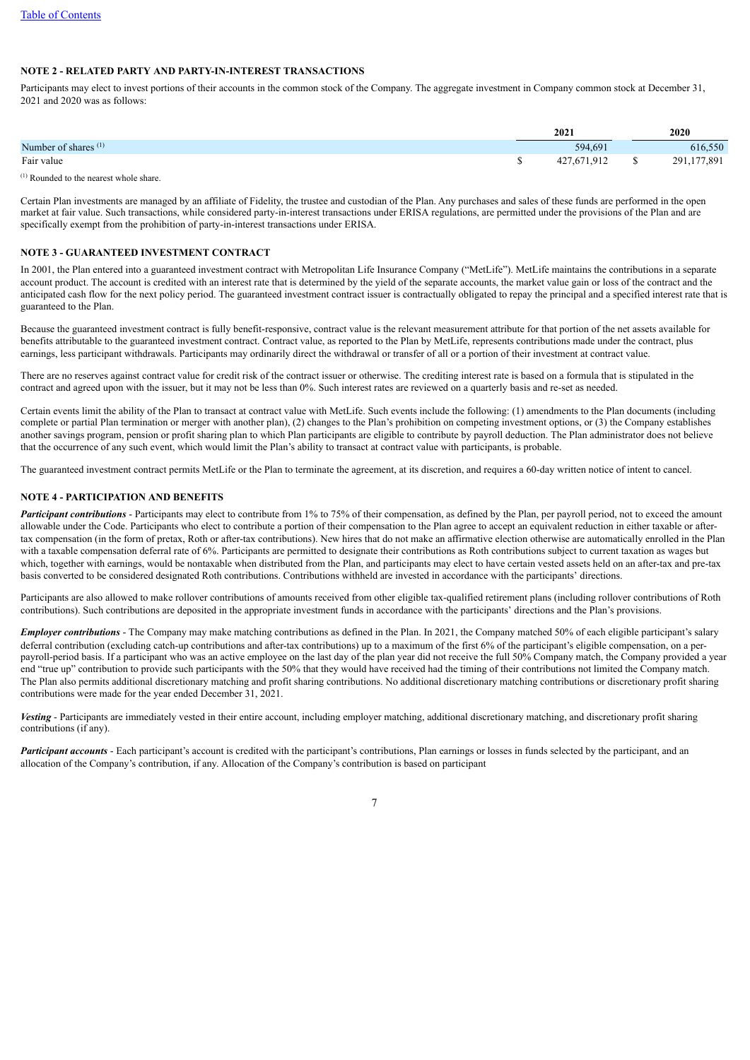## NOTE 2 - RELATED PARTY AND PARTY-IN-INTEREST TRANSACTIONS

Participants may elect to invest portions of their accounts in the common stock of the Company. The aggregate investment in Company common stock at December 31, 2021 and 2020 was as follows:

| | 2021 | 2020 |
|---|---|---|
| Number of shares [(1)] | 594,691 | 616,550 |
| Fair value | $ 427,671,912 | $ 291,177,891 |

[(1)] Rounded to the nearest whole share.

Certain Plan investments are managed by an affiliate of Fidelity, the trustee and custodian of the Plan. Any purchases and sales of these funds are performed in the open market at fair value. Such transactions, while considered party-in-interest transactions under ERISA regulations, are permitted under the provisions of the Plan and are specifically exempt from the prohibition of party-in-interest transactions under ERISA.

## NOTE 3 - GUARANTEED INVESTMENT CONTRACT

In 2001, the Plan entered into a guaranteed investment contract with Metropolitan Life Insurance Company ("MetLife"). MetLife maintains the contributions in a separate account product. The account is credited with an interest rate that is determined by the yield of the separate accounts, the market value gain or loss of the contract and the anticipated cash flow for the next policy period. The guaranteed investment contract issuer is contractually obligated to repay the principal and a specified interest rate that is guaranteed to the Plan.

Because the guaranteed investment contract is fully benefit-responsive, contract value is the relevant measurement attribute for that portion of the net assets available for benefits attributable to the guaranteed investment contract. Contract value, as reported to the Plan by MetLife, represents contributions made under the contract, plus earnings, less participant withdrawals. Participants may ordinarily direct the withdrawal or transfer of all or a portion of their investment at contract value.

There are no reserves against contract value for credit risk of the contract issuer or otherwise. The crediting interest rate is based on a formula that is stipulated in the contract and agreed upon with the issuer, but it may not be less than 0%. Such interest rates are reviewed on a quarterly basis and re-set as needed.

Certain events limit the ability of the Plan to transact at contract value with MetLife. Such events include the following: (1) amendments to the Plan documents (including complete or partial Plan termination or merger with another plan), (2) changes to the Plan's prohibition on competing investment options, or (3) the Company establishes another savings program, pension or profit sharing plan to which Plan participants are eligible to contribute by payroll deduction. The Plan administrator does not believe that the occurrence of any such event, which would limit the Plan's ability to transact at contract value with participants, is probable.

The guaranteed investment contract permits MetLife or the Plan to terminate the agreement, at its discretion, and requires a 60-day written notice of intent to cancel.

## NOTE 4 - PARTICIPATION AND BENEFITS

***Participant contributions*** - Participants may elect to contribute from 1% to 75% of their compensation, as defined by the Plan, per payroll period, not to exceed the amount allowable under the Code. Participants who elect to contribute a portion of their compensation to the Plan agree to accept an equivalent reduction in either taxable or after-tax compensation (in the form of pretax, Roth or after-tax contributions). New hires that do not make an affirmative election otherwise are automatically enrolled in the Plan with a taxable compensation deferral rate of 6%. Participants are permitted to designate their contributions as Roth contributions subject to current taxation as wages but which, together with earnings, would be nontaxable when distributed from the Plan, and participants may elect to have certain vested assets held on an after-tax and pre-tax basis converted to be considered designated Roth contributions. Contributions withheld are invested in accordance with the participants' directions.

Participants are also allowed to make rollover contributions of amounts received from other eligible tax-qualified retirement plans (including rollover contributions of Roth contributions). Such contributions are deposited in the appropriate investment funds in accordance with the participants' directions and the Plan's provisions.

***Employer contributions*** - The Company may make matching contributions as defined in the Plan. In 2021, the Company matched 50% of each eligible participant's salary deferral contribution (excluding catch-up contributions and after-tax contributions) up to a maximum of the first 6% of the participant's eligible compensation, on a per-payroll-period basis. If a participant who was an active employee on the last day of the plan year did not receive the full 50% Company match, the Company provided a year end "true up" contribution to provide such participants with the 50% that they would have received had the timing of their contributions not limited the Company match. The Plan also permits additional discretionary matching and profit sharing contributions. No additional discretionary matching contributions or discretionary profit sharing contributions were made for the year ended December 31, 2021.

***Vesting*** - Participants are immediately vested in their entire account, including employer matching, additional discretionary matching, and discretionary profit sharing contributions (if any).

***Participant accounts*** - Each participant's account is credited with the participant's contributions, Plan earnings or losses in funds selected by the participant, and an allocation of the Company's contribution, if any. Allocation of the Company's contribution is based on participant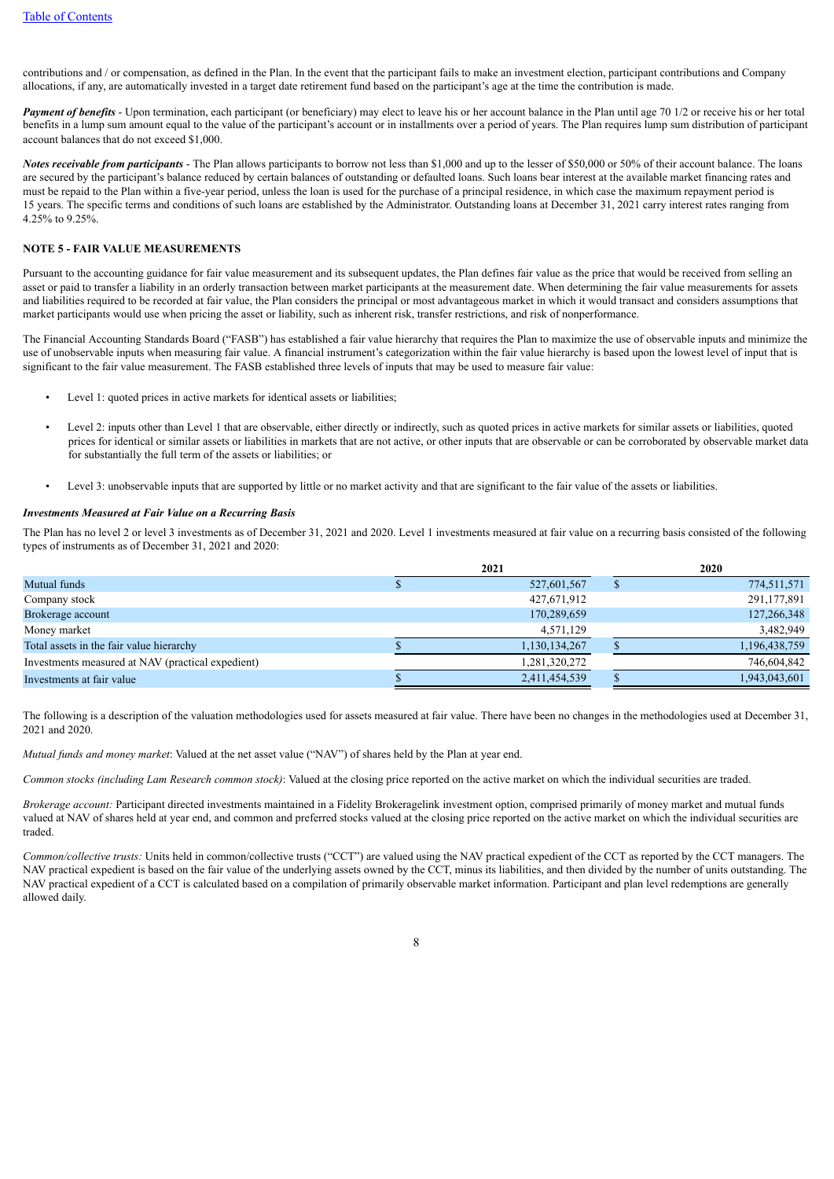contributions and / or compensation, as defined in the Plan. In the event that the participant fails to make an investment election, participant contributions and Company allocations, if any, are automatically invested in a target date retirement fund based on the participant's age at the time the contribution is made.

***Payment of benefits*** - Upon termination, each participant (or beneficiary) may elect to leave his or her account balance in the Plan until age 70 1/2 or receive his or her total benefits in a lump sum amount equal to the value of the participant's account or in installments over a period of years. The Plan requires lump sum distribution of participant account balances that do not exceed $1,000.

***Notes receivable from participants*** - The Plan allows participants to borrow not less than $1,000 and up to the lesser of $50,000 or 50% of their account balance. The loans are secured by the participant's balance reduced by certain balances of outstanding or defaulted loans. Such loans bear interest at the available market financing rates and must be repaid to the Plan within a five-year period, unless the loan is used for the purchase of a principal residence, in which case the maximum repayment period is 15 years. The specific terms and conditions of such loans are established by the Administrator. Outstanding loans at December 31, 2021 carry interest rates ranging from 4.25% to 9.25%.

**NOTE 5 - FAIR VALUE MEASUREMENTS**

Pursuant to the accounting guidance for fair value measurement and its subsequent updates, the Plan defines fair value as the price that would be received from selling an asset or paid to transfer a liability in an orderly transaction between market participants at the measurement date. When determining the fair value measurements for assets and liabilities required to be recorded at fair value, the Plan considers the principal or most advantageous market in which it would transact and considers assumptions that market participants would use when pricing the asset or liability, such as inherent risk, transfer restrictions, and risk of nonperformance.

The Financial Accounting Standards Board ("FASB") has established a fair value hierarchy that requires the Plan to maximize the use of observable inputs and minimize the use of unobservable inputs when measuring fair value. A financial instrument's categorization within the fair value hierarchy is based upon the lowest level of input that is significant to the fair value measurement. The FASB established three levels of inputs that may be used to measure fair value:

- Level 1: quoted prices in active markets for identical assets or liabilities;
- Level 2: inputs other than Level 1 that are observable, either directly or indirectly, such as quoted prices in active markets for similar assets or liabilities, quoted prices for identical or similar assets or liabilities in markets that are not active, or other inputs that are observable or can be corroborated by observable market data for substantially the full term of the assets or liabilities; or
- Level 3: unobservable inputs that are supported by little or no market activity and that are significant to the fair value of the assets or liabilities.

***Investments Measured at Fair Value on a Recurring Basis***

The Plan has no level 2 or level 3 investments as of December 31, 2021 and 2020. Level 1 investments measured at fair value on a recurring basis consisted of the following types of instruments as of December 31, 2021 and 2020:

| | 2021 | 2020 |
|---|---|---|
| Mutual funds | $ 527,601,567 | $ 774,511,571 |
| Company stock | 427,671,912 | 291,177,891 |
| Brokerage account | 170,289,659 | 127,266,348 |
| Money market | 4,571,129 | 3,482,949 |
| Total assets in the fair value hierarchy | $ 1,130,134,267 | $ 1,196,438,759 |
| Investments measured at NAV (practical expedient) | 1,281,320,272 | 746,604,842 |
| Investments at fair value | $ 2,411,454,539 | $ 1,943,043,601 |

The following is a description of the valuation methodologies used for assets measured at fair value. There have been no changes in the methodologies used at December 31, 2021 and 2020.

*Mutual funds and money market*: Valued at the net asset value ("NAV") of shares held by the Plan at year end.

*Common stocks (including Lam Research common stock)*: Valued at the closing price reported on the active market on which the individual securities are traded.

*Brokerage account:* Participant directed investments maintained in a Fidelity Brokeragelink investment option, comprised primarily of money market and mutual funds valued at NAV of shares held at year end, and common and preferred stocks valued at the closing price reported on the active market on which the individual securities are traded.

*Common/collective trusts:* Units held in common/collective trusts ("CCT") are valued using the NAV practical expedient of the CCT as reported by the CCT managers. The NAV practical expedient is based on the fair value of the underlying assets owned by the CCT, minus its liabilities, and then divided by the number of units outstanding. The NAV practical expedient of a CCT is calculated based on a compilation of primarily observable market information. Participant and plan level redemptions are generally allowed daily.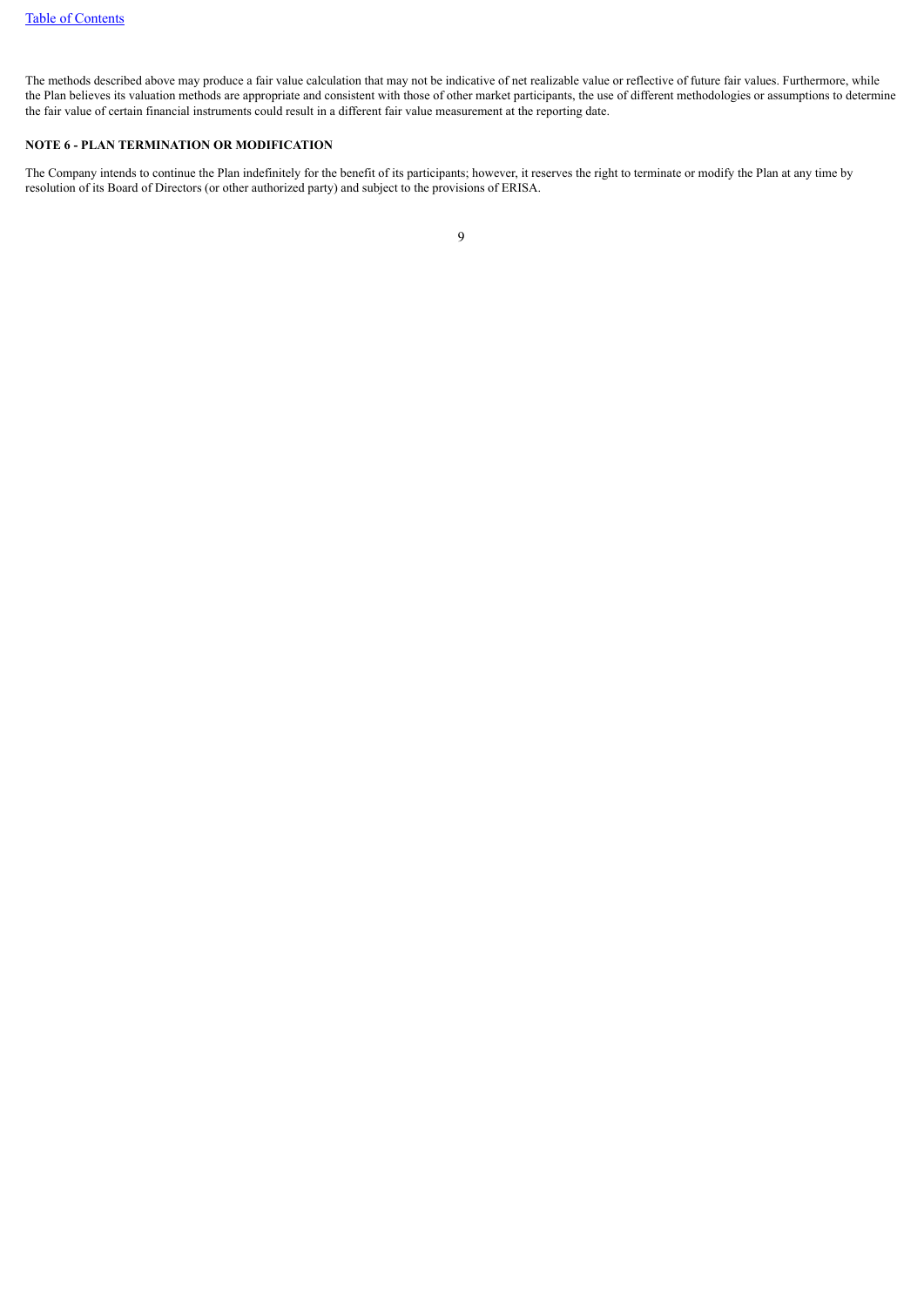The methods described above may produce a fair value calculation that may not be indicative of net realizable value or reflective of future fair values. Furthermore, while the Plan believes its valuation methods are appropriate and consistent with those of other market participants, the use of different methodologies or assumptions to determine the fair value of certain financial instruments could result in a different fair value measurement at the reporting date.

**NOTE 6 - PLAN TERMINATION OR MODIFICATION**

The Company intends to continue the Plan indefinitely for the benefit of its participants; however, it reserves the right to terminate or modify the Plan at any time by resolution of its Board of Directors (or other authorized party) and subject to the provisions of ERISA.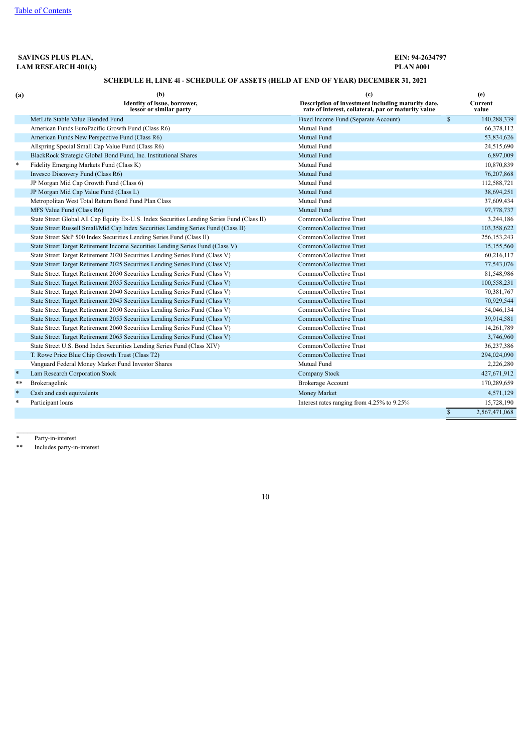[Table of Contents]

**SAVINGS PLUS PLAN,**
**LAM RESEARCH 401(k)**

**EIN: 94-2634797**
**PLAN #001**

**SCHEDULE H, LINE 4i - SCHEDULE OF ASSETS (HELD AT END OF YEAR) DECEMBER 31, 2021**

| (a) | (b) Identity of issue, borrower, lessor or similar party | (c) Description of investment including maturity date, rate of interest, collateral, par or maturity value | (e) Current value |
|---|---|---|---|
| | MetLife Stable Value Blended Fund | Fixed Income Fund (Separate Account) | $ 140,288,339 |
| | American Funds EuroPacific Growth Fund (Class R6) | Mutual Fund | 66,378,112 |
| | American Funds New Perspective Fund (Class R6) | Mutual Fund | 53,834,626 |
| | Allspring Special Small Cap Value Fund (Class R6) | Mutual Fund | 24,515,690 |
| | BlackRock Strategic Global Bond Fund, Inc. Institutional Shares | Mutual Fund | 6,897,009 |
| * | Fidelity Emerging Markets Fund (Class K) | Mutual Fund | 10,870,839 |
| | Invesco Discovery Fund (Class R6) | Mutual Fund | 76,207,868 |
| | JP Morgan Mid Cap Growth Fund (Class 6) | Mutual Fund | 112,588,721 |
| | JP Morgan Mid Cap Value Fund (Class L) | Mutual Fund | 38,694,251 |
| | Metropolitan West Total Return Bond Fund Plan Class | Mutual Fund | 37,609,434 |
| | MFS Value Fund (Class R6) | Mutual Fund | 97,778,737 |
| | State Street Global All Cap Equity Ex-U.S. Index Securities Lending Series Fund (Class II) | Common/Collective Trust | 3,244,186 |
| | State Street Russell Small/Mid Cap Index Securities Lending Series Fund (Class II) | Common/Collective Trust | 103,358,622 |
| | State Street S&P 500 Index Securities Lending Series Fund (Class II) | Common/Collective Trust | 256,153,243 |
| | State Street Target Retirement Income Securities Lending Series Fund (Class V) | Common/Collective Trust | 15,155,560 |
| | State Street Target Retirement 2020 Securities Lending Series Fund (Class V) | Common/Collective Trust | 60,216,117 |
| | State Street Target Retirement 2025 Securities Lending Series Fund (Class V) | Common/Collective Trust | 77,543,076 |
| | State Street Target Retirement 2030 Securities Lending Series Fund (Class V) | Common/Collective Trust | 81,548,986 |
| | State Street Target Retirement 2035 Securities Lending Series Fund (Class V) | Common/Collective Trust | 100,558,231 |
| | State Street Target Retirement 2040 Securities Lending Series Fund (Class V) | Common/Collective Trust | 70,381,767 |
| | State Street Target Retirement 2045 Securities Lending Series Fund (Class V) | Common/Collective Trust | 70,929,544 |
| | State Street Target Retirement 2050 Securities Lending Series Fund (Class V) | Common/Collective Trust | 54,046,134 |
| | State Street Target Retirement 2055 Securities Lending Series Fund (Class V) | Common/Collective Trust | 39,914,581 |
| | State Street Target Retirement 2060 Securities Lending Series Fund (Class V) | Common/Collective Trust | 14,261,789 |
| | State Street Target Retirement 2065 Securities Lending Series Fund (Class V) | Common/Collective Trust | 3,746,960 |
| | State Street U.S. Bond Index Securities Lending Series Fund (Class XIV) | Common/Collective Trust | 36,237,386 |
| | T. Rowe Price Blue Chip Growth Trust (Class T2) | Common/Collective Trust | 294,024,090 |
| | Vanguard Federal Money Market Fund Investor Shares | Mutual Fund | 2,226,280 |
| * | Lam Research Corporation Stock | Company Stock | 427,671,912 |
| ** | Brokeragelink | Brokerage Account | 170,289,659 |
| * | Cash and cash equivalents | Money Market | 4,571,129 |
| * | Participant loans | Interest rates ranging from 4.25% to 9.25% | 15,728,190 |
| | | | $ 2,567,471,068 |

\* Party-in-interest

\*\* Includes party-in-interest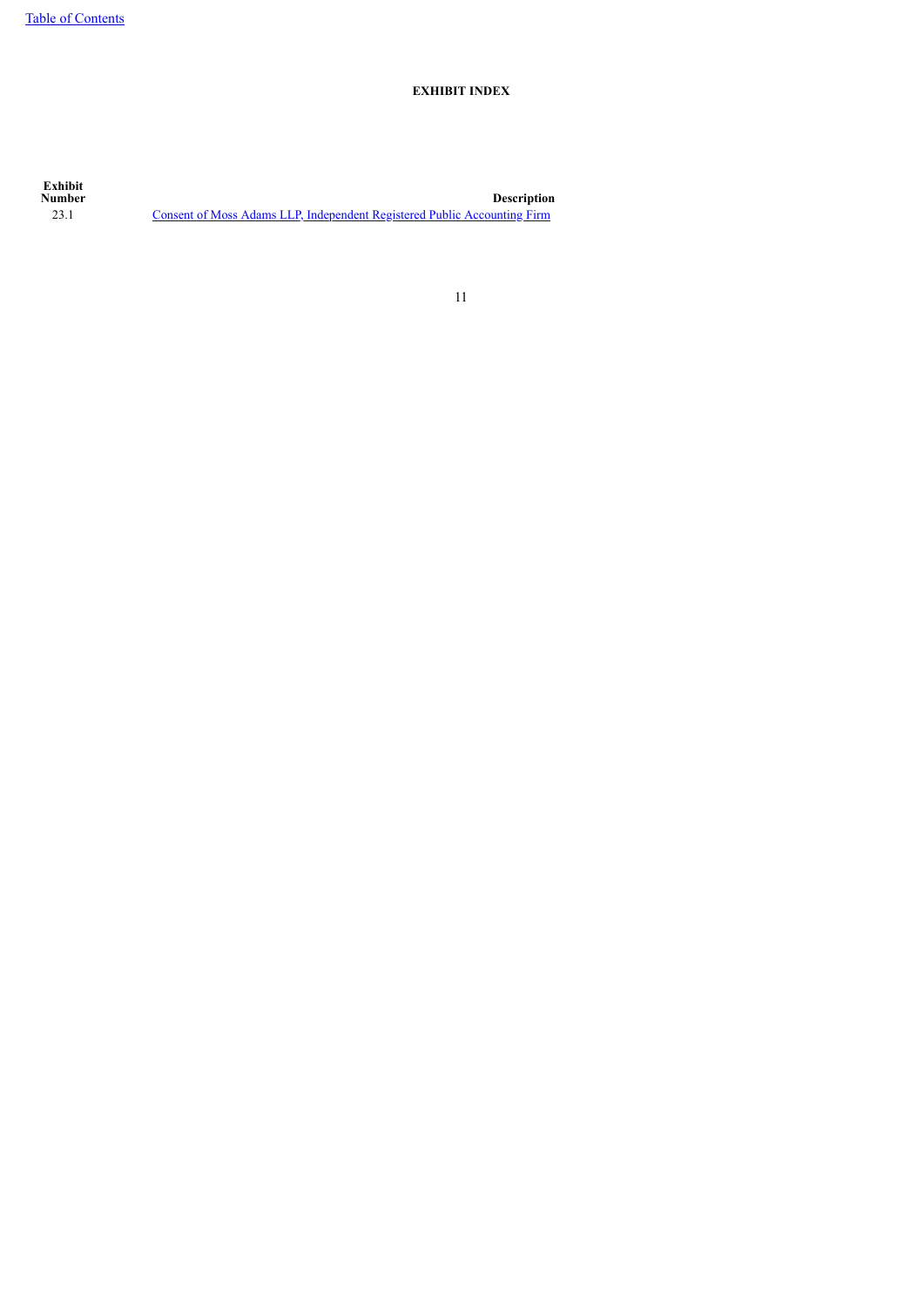**EXHIBIT INDEX**

| Exhibit Number | Description |
|---|---|
| 23.1 | Consent of Moss Adams LLP, Independent Registered Public Accounting Firm |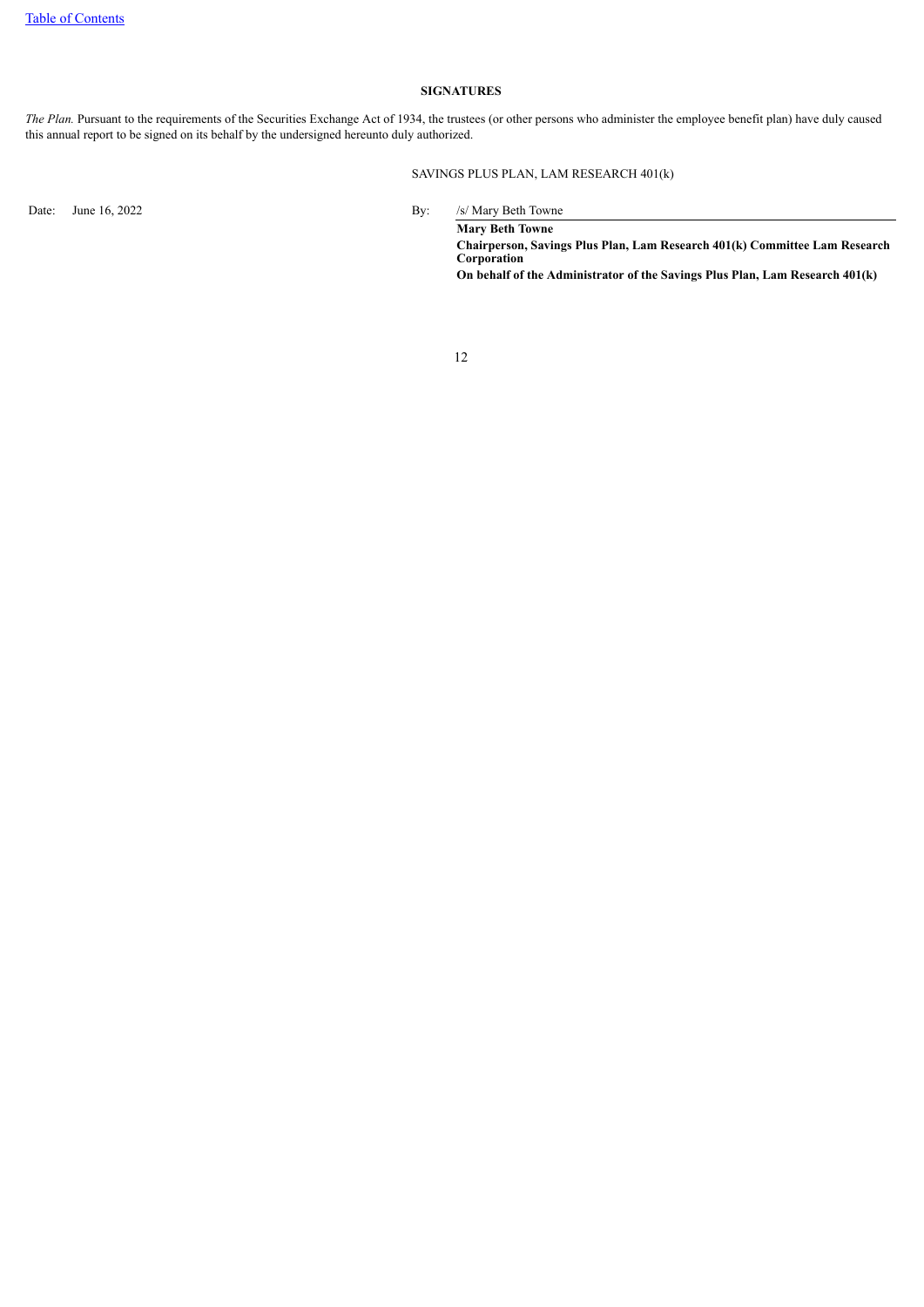[Table of Contents]

## SIGNATURES

*The Plan.* Pursuant to the requirements of the Securities Exchange Act of 1934, the trustees (or other persons who administer the employee benefit plan) have duly caused this annual report to be signed on its behalf by the undersigned hereunto duly authorized.

SAVINGS PLUS PLAN, LAM RESEARCH 401(k)

| | | | |
|---|---|---|---|
| Date: | June 16, 2022 | By: | /s/ Mary Beth Towne |
| | | | **Mary Beth Towne** |
| | | | **Chairperson, Savings Plus Plan, Lam Research 401(k) Committee Lam Research Corporation** |
| | | | **On behalf of the Administrator of the Savings Plus Plan, Lam Research 401(k)** |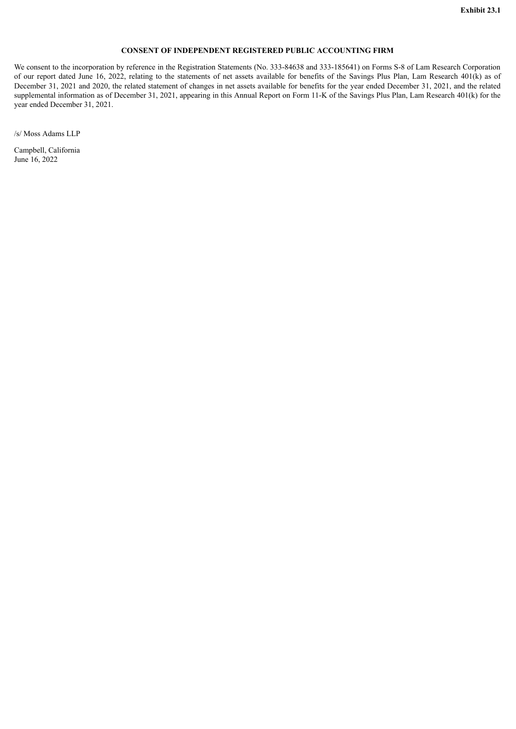**Exhibit 23.1**

# CONSENT OF INDEPENDENT REGISTERED PUBLIC ACCOUNTING FIRM

We consent to the incorporation by reference in the Registration Statements (No. 333-84638 and 333-185641) on Forms S-8 of Lam Research Corporation of our report dated June 16, 2022, relating to the statements of net assets available for benefits of the Savings Plus Plan, Lam Research 401(k) as of December 31, 2021 and 2020, the related statement of changes in net assets available for benefits for the year ended December 31, 2021, and the related supplemental information as of December 31, 2021, appearing in this Annual Report on Form 11-K of the Savings Plus Plan, Lam Research 401(k) for the year ended December 31, 2021.

/s/ Moss Adams LLP

Campbell, California
June 16, 2022